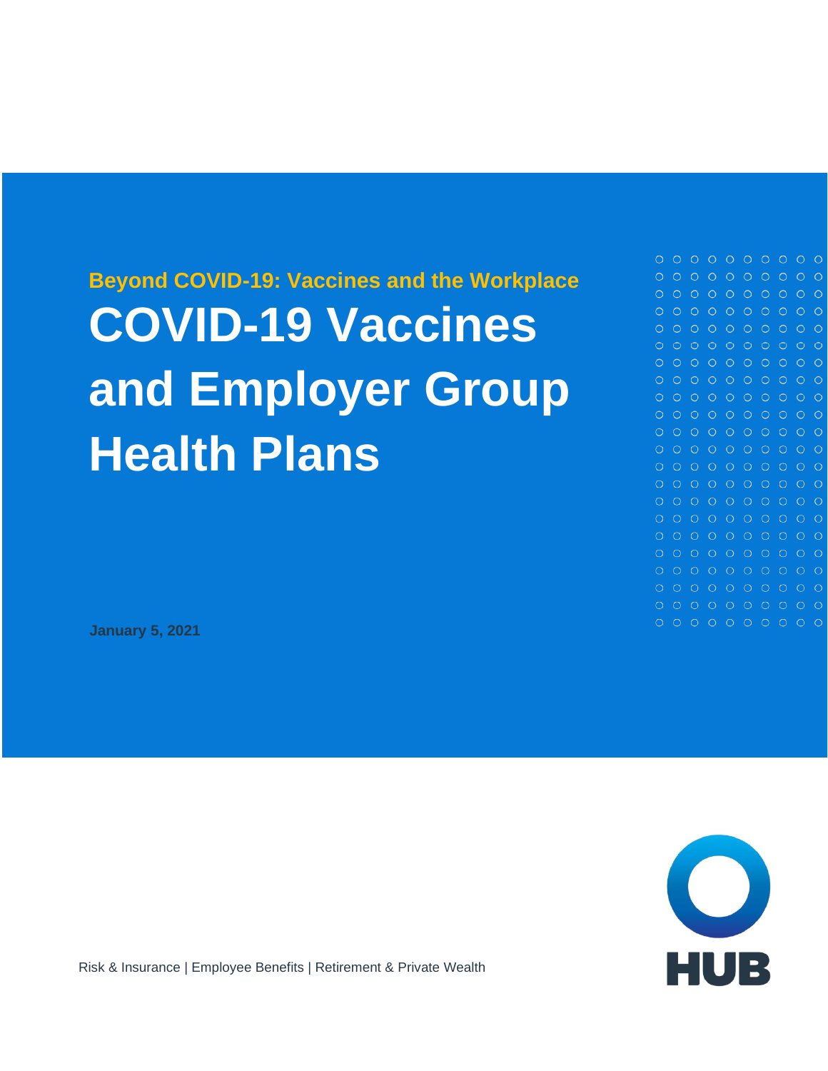**Beyond COVID-19: Vaccines and the Workplace**

# COVID-19 Vaccines and Employer Group Health Plans

**January 5, 2021**

Risk & Insurance | Employee Benefits | Retirement & Private Wealth

HUB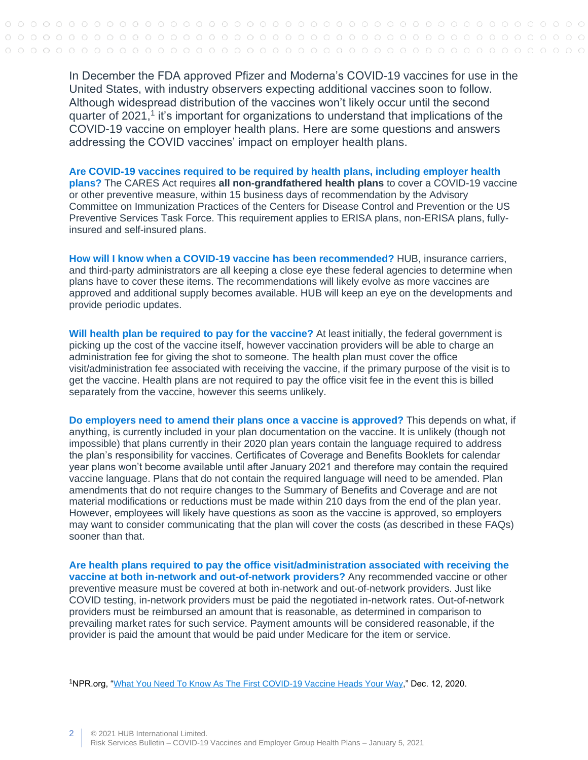In December the FDA approved Pfizer and Moderna's COVID-19 vaccines for use in the United States, with industry observers expecting additional vaccines soon to follow. Although widespread distribution of the vaccines won't likely occur until the second quarter of 2021,[1] it's important for organizations to understand that implications of the COVID-19 vaccine on employer health plans. Here are some questions and answers addressing the COVID vaccines' impact on employer health plans.

**Are COVID-19 vaccines required to be required by health plans, including employer health plans?** The CARES Act requires **all non-grandfathered health plans** to cover a COVID-19 vaccine or other preventive measure, within 15 business days of recommendation by the Advisory Committee on Immunization Practices of the Centers for Disease Control and Prevention or the US Preventive Services Task Force. This requirement applies to ERISA plans, non-ERISA plans, fully-insured and self-insured plans.

**How will I know when a COVID-19 vaccine has been recommended?** HUB, insurance carriers, and third-party administrators are all keeping a close eye these federal agencies to determine when plans have to cover these items. The recommendations will likely evolve as more vaccines are approved and additional supply becomes available. HUB will keep an eye on the developments and provide periodic updates.

**Will health plan be required to pay for the vaccine?** At least initially, the federal government is picking up the cost of the vaccine itself, however vaccination providers will be able to charge an administration fee for giving the shot to someone. The health plan must cover the office visit/administration fee associated with receiving the vaccine, if the primary purpose of the visit is to get the vaccine. Health plans are not required to pay the office visit fee in the event this is billed separately from the vaccine, however this seems unlikely.

**Do employers need to amend their plans once a vaccine is approved?** This depends on what, if anything, is currently included in your plan documentation on the vaccine. It is unlikely (though not impossible) that plans currently in their 2020 plan years contain the language required to address the plan's responsibility for vaccines. Certificates of Coverage and Benefits Booklets for calendar year plans won't become available until after January 2021 and therefore may contain the required vaccine language. Plans that do not contain the required language will need to be amended. Plan amendments that do not require changes to the Summary of Benefits and Coverage and are not material modifications or reductions must be made within 210 days from the end of the plan year. However, employees will likely have questions as soon as the vaccine is approved, so employers may want to consider communicating that the plan will cover the costs (as described in these FAQs) sooner than that.

**Are health plans required to pay the office visit/administration associated with receiving the vaccine at both in-network and out-of-network providers?** Any recommended vaccine or other preventive measure must be covered at both in-network and out-of-network providers. Just like COVID testing, in-network providers must be paid the negotiated in-network rates. Out-of-network providers must be reimbursed an amount that is reasonable, as determined in comparison to prevailing market rates for such service. Payment amounts will be considered reasonable, if the provider is paid the amount that would be paid under Medicare for the item or service.

[1]NPR.org, "What You Need To Know As The First COVID-19 Vaccine Heads Your Way," Dec. 12, 2020.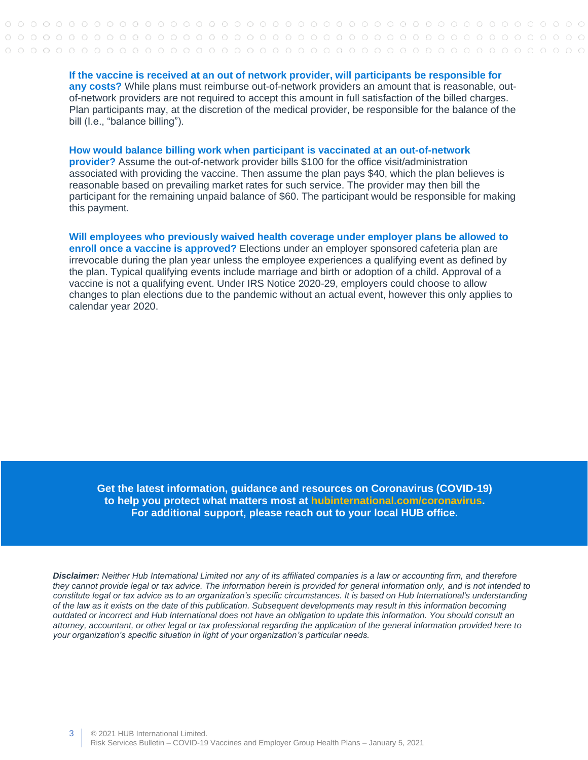**If the vaccine is received at an out of network provider, will participants be responsible for any costs?** While plans must reimburse out-of-network providers an amount that is reasonable, out-of-network providers are not required to accept this amount in full satisfaction of the billed charges. Plan participants may, at the discretion of the medical provider, be responsible for the balance of the bill (I.e., "balance billing").

**How would balance billing work when participant is vaccinated at an out-of-network provider?** Assume the out-of-network provider bills $100 for the office visit/administration associated with providing the vaccine. Then assume the plan pays $40, which the plan believes is reasonable based on prevailing market rates for such service. The provider may then bill the participant for the remaining unpaid balance of $60. The participant would be responsible for making this payment.

**Will employees who previously waived health coverage under employer plans be allowed to enroll once a vaccine is approved?** Elections under an employer sponsored cafeteria plan are irrevocable during the plan year unless the employee experiences a qualifying event as defined by the plan. Typical qualifying events include marriage and birth or adoption of a child. Approval of a vaccine is not a qualifying event. Under IRS Notice 2020-29, employers could choose to allow changes to plan elections due to the pandemic without an actual event, however this only applies to calendar year 2020.

**Get the latest information, guidance and resources on Coronavirus (COVID-19) to help you protect what matters most at hubinternational.com/coronavirus. For additional support, please reach out to your local HUB office.**

***Disclaimer:*** *Neither Hub International Limited nor any of its affiliated companies is a law or accounting firm, and therefore they cannot provide legal or tax advice. The information herein is provided for general information only, and is not intended to constitute legal or tax advice as to an organization's specific circumstances. It is based on Hub International's understanding of the law as it exists on the date of this publication. Subsequent developments may result in this information becoming outdated or incorrect and Hub International does not have an obligation to update this information. You should consult an attorney, accountant, or other legal or tax professional regarding the application of the general information provided here to your organization's specific situation in light of your organization's particular needs.*

© 2021 HUB International Limited.
Risk Services Bulletin – COVID-19 Vaccines and Employer Group Health Plans – January 5, 2021